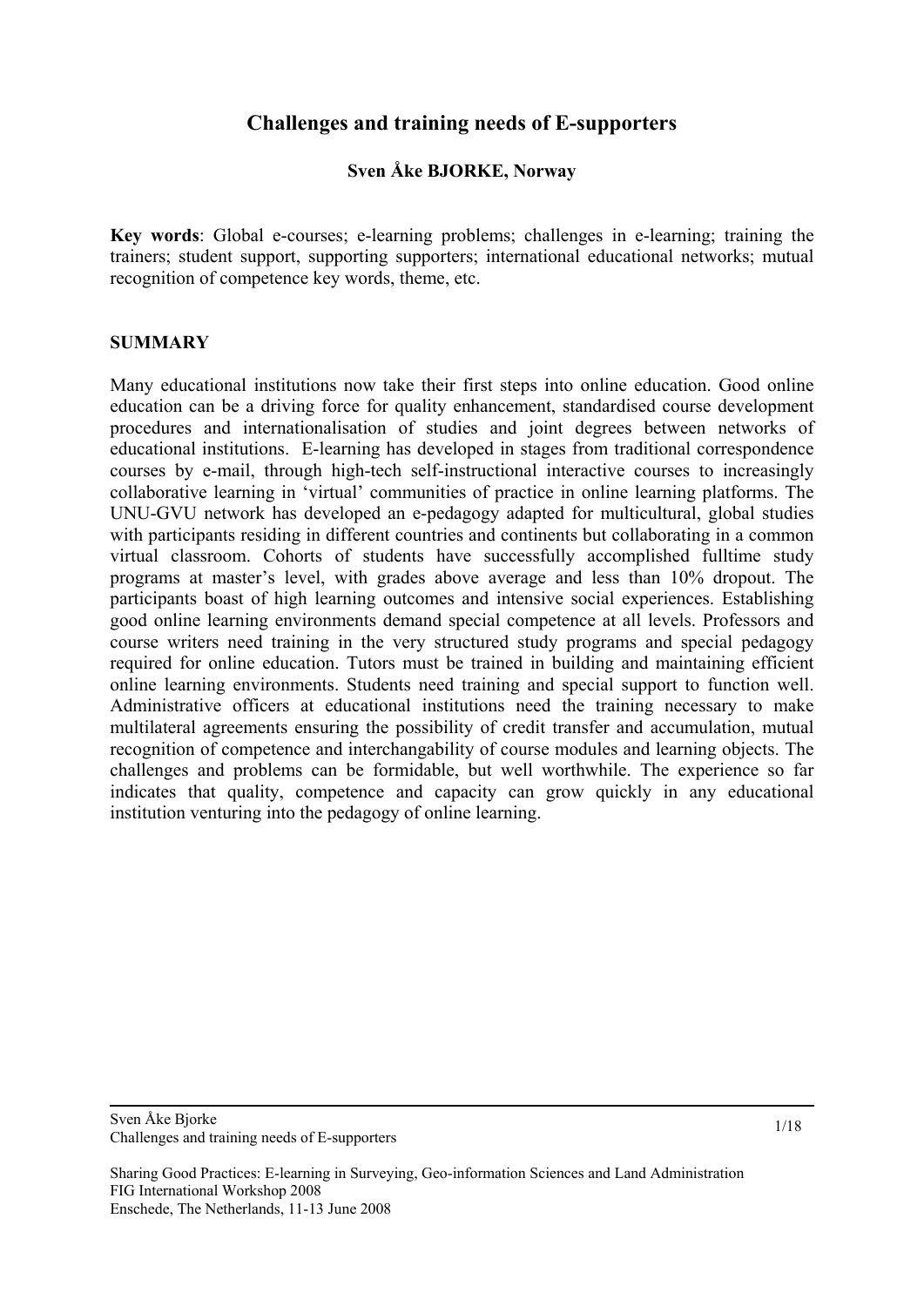# Challenges and training needs of E-supporters

**Sven Åke BJORKE, Norway**

**Key words**: Global e-courses; e-learning problems; challenges in e-learning; training the trainers; student support, supporting supporters; international educational networks; mutual recognition of competence key words, theme, etc.

## SUMMARY

Many educational institutions now take their first steps into online education. Good online education can be a driving force for quality enhancement, standardised course development procedures and internationalisation of studies and joint degrees between networks of educational institutions. E-learning has developed in stages from traditional correspondence courses by e-mail, through high-tech self-instructional interactive courses to increasingly collaborative learning in 'virtual' communities of practice in online learning platforms. The UNU-GVU network has developed an e-pedagogy adapted for multicultural, global studies with participants residing in different countries and continents but collaborating in a common virtual classroom. Cohorts of students have successfully accomplished fulltime study programs at master's level, with grades above average and less than 10% dropout. The participants boast of high learning outcomes and intensive social experiences. Establishing good online learning environments demand special competence at all levels. Professors and course writers need training in the very structured study programs and special pedagogy required for online education. Tutors must be trained in building and maintaining efficient online learning environments. Students need training and special support to function well. Administrative officers at educational institutions need the training necessary to make multilateral agreements ensuring the possibility of credit transfer and accumulation, mutual recognition of competence and interchangability of course modules and learning objects. The challenges and problems can be formidable, but well worthwhile. The experience so far indicates that quality, competence and capacity can grow quickly in any educational institution venturing into the pedagogy of online learning.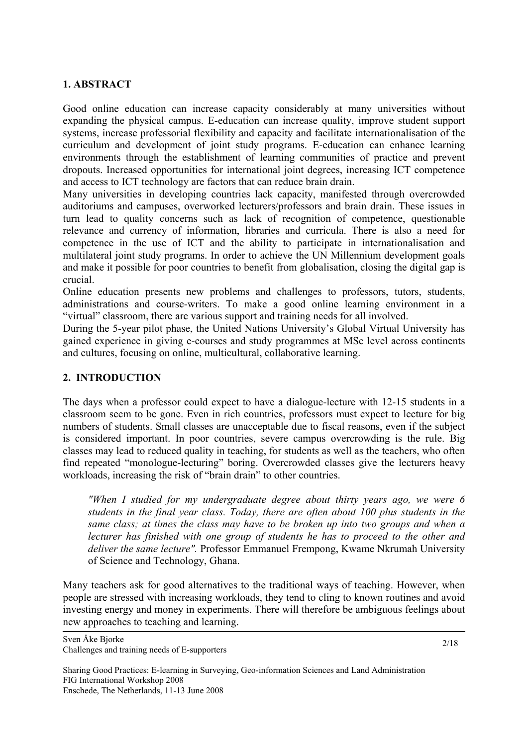## 1. ABSTRACT

Good online education can increase capacity considerably at many universities without expanding the physical campus. E-education can increase quality, improve student support systems, increase professorial flexibility and capacity and facilitate internationalisation of the curriculum and development of joint study programs. E-education can enhance learning environments through the establishment of learning communities of practice and prevent dropouts. Increased opportunities for international joint degrees, increasing ICT competence and access to ICT technology are factors that can reduce brain drain.

Many universities in developing countries lack capacity, manifested through overcrowded auditoriums and campuses, overworked lecturers/professors and brain drain. These issues in turn lead to quality concerns such as lack of recognition of competence, questionable relevance and currency of information, libraries and curricula. There is also a need for competence in the use of ICT and the ability to participate in internationalisation and multilateral joint study programs. In order to achieve the UN Millennium development goals and make it possible for poor countries to benefit from globalisation, closing the digital gap is crucial.

Online education presents new problems and challenges to professors, tutors, students, administrations and course-writers. To make a good online learning environment in a "virtual" classroom, there are various support and training needs for all involved.

During the 5-year pilot phase, the United Nations University's Global Virtual University has gained experience in giving e-courses and study programmes at MSc level across continents and cultures, focusing on online, multicultural, collaborative learning.

## 2. INTRODUCTION

The days when a professor could expect to have a dialogue-lecture with 12-15 students in a classroom seem to be gone. Even in rich countries, professors must expect to lecture for big numbers of students. Small classes are unacceptable due to fiscal reasons, even if the subject is considered important. In poor countries, severe campus overcrowding is the rule. Big classes may lead to reduced quality in teaching, for students as well as the teachers, who often find repeated "monologue-lecturing" boring. Overcrowded classes give the lecturers heavy workloads, increasing the risk of "brain drain" to other countries.

> *"When I studied for my undergraduate degree about thirty years ago, we were 6 students in the final year class. Today, there are often about 100 plus students in the same class; at times the class may have to be broken up into two groups and when a lecturer has finished with one group of students he has to proceed to the other and deliver the same lecture".* Professor Emmanuel Frempong, Kwame Nkrumah University of Science and Technology, Ghana.

Many teachers ask for good alternatives to the traditional ways of teaching. However, when people are stressed with increasing workloads, they tend to cling to known routines and avoid investing energy and money in experiments. There will therefore be ambiguous feelings about new approaches to teaching and learning.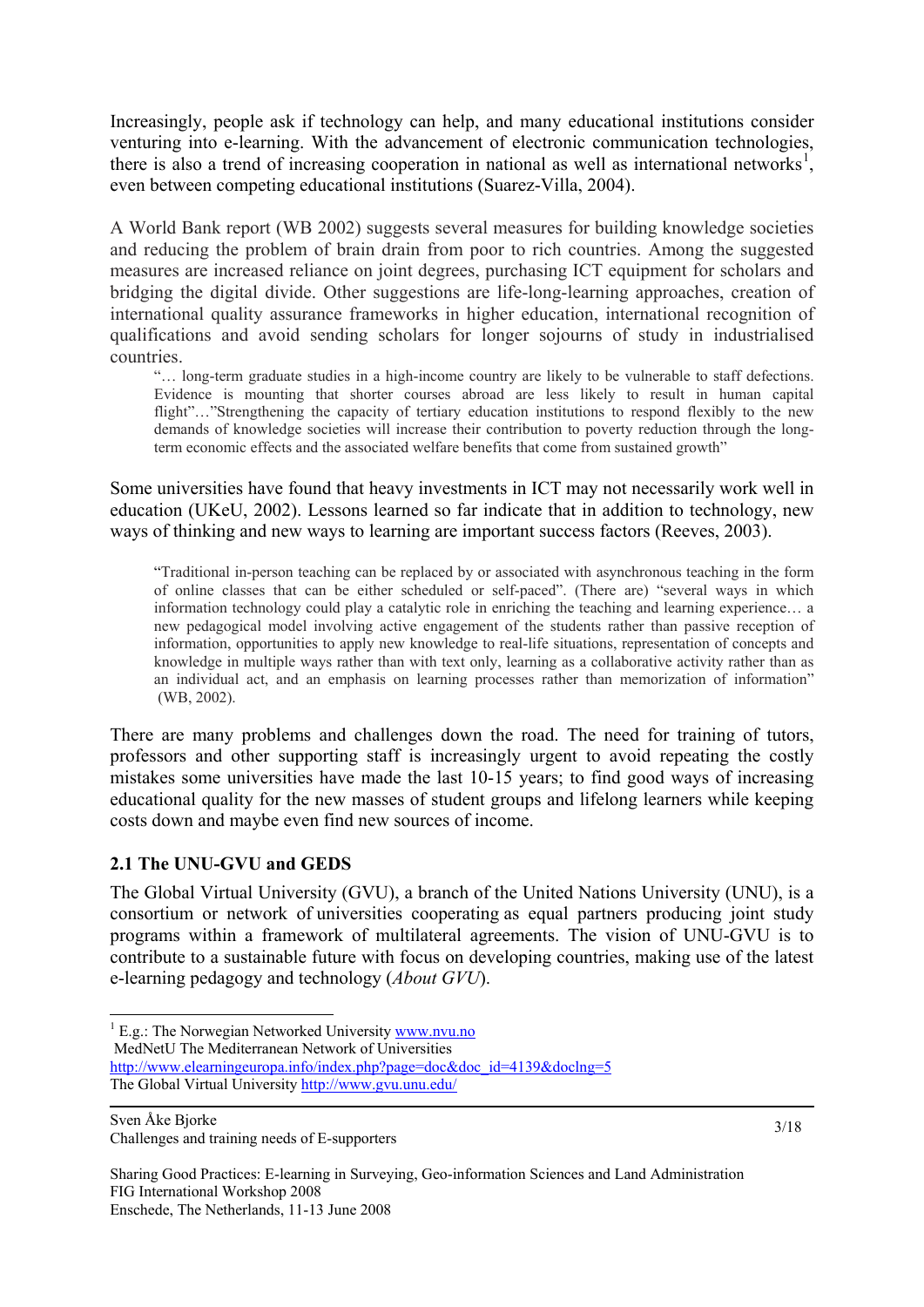Increasingly, people ask if technology can help, and many educational institutions consider venturing into e-learning. With the advancement of electronic communication technologies, there is also a trend of increasing cooperation in national as well as international networks[1], even between competing educational institutions (Suarez-Villa, 2004).

A World Bank report (WB 2002) suggests several measures for building knowledge societies and reducing the problem of brain drain from poor to rich countries. Among the suggested measures are increased reliance on joint degrees, purchasing ICT equipment for scholars and bridging the digital divide. Other suggestions are life-long-learning approaches, creation of international quality assurance frameworks in higher education, international recognition of qualifications and avoid sending scholars for longer sojourns of study in industrialised countries.

> "… long-term graduate studies in a high-income country are likely to be vulnerable to staff defections. Evidence is mounting that shorter courses abroad are less likely to result in human capital flight"…"Strengthening the capacity of tertiary education institutions to respond flexibly to the new demands of knowledge societies will increase their contribution to poverty reduction through the long-term economic effects and the associated welfare benefits that come from sustained growth"

Some universities have found that heavy investments in ICT may not necessarily work well in education (UKeU, 2002). Lessons learned so far indicate that in addition to technology, new ways of thinking and new ways to learning are important success factors (Reeves, 2003).

> "Traditional in-person teaching can be replaced by or associated with asynchronous teaching in the form of online classes that can be either scheduled or self-paced". (There are) "several ways in which information technology could play a catalytic role in enriching the teaching and learning experience… a new pedagogical model involving active engagement of the students rather than passive reception of information, opportunities to apply new knowledge to real-life situations, representation of concepts and knowledge in multiple ways rather than with text only, learning as a collaborative activity rather than as an individual act, and an emphasis on learning processes rather than memorization of information" (WB, 2002).

There are many problems and challenges down the road. The need for training of tutors, professors and other supporting staff is increasingly urgent to avoid repeating the costly mistakes some universities have made the last 10-15 years; to find good ways of increasing educational quality for the new masses of student groups and lifelong learners while keeping costs down and maybe even find new sources of income.

## 2.1 The UNU-GVU and GEDS

The Global Virtual University (GVU), a branch of the United Nations University (UNU), is a consortium or network of universities cooperating as equal partners producing joint study programs within a framework of multilateral agreements. The vision of UNU-GVU is to contribute to a sustainable future with focus on developing countries, making use of the latest e-learning pedagogy and technology (*About GVU*).

---

[1] E.g.: The Norwegian Networked University www.nvu.no
MedNetU The Mediterranean Network of Universities
http://www.elearningeuropa.info/index.php?page=doc&doc_id=4139&doclng=5
The Global Virtual University http://www.gvu.unu.edu/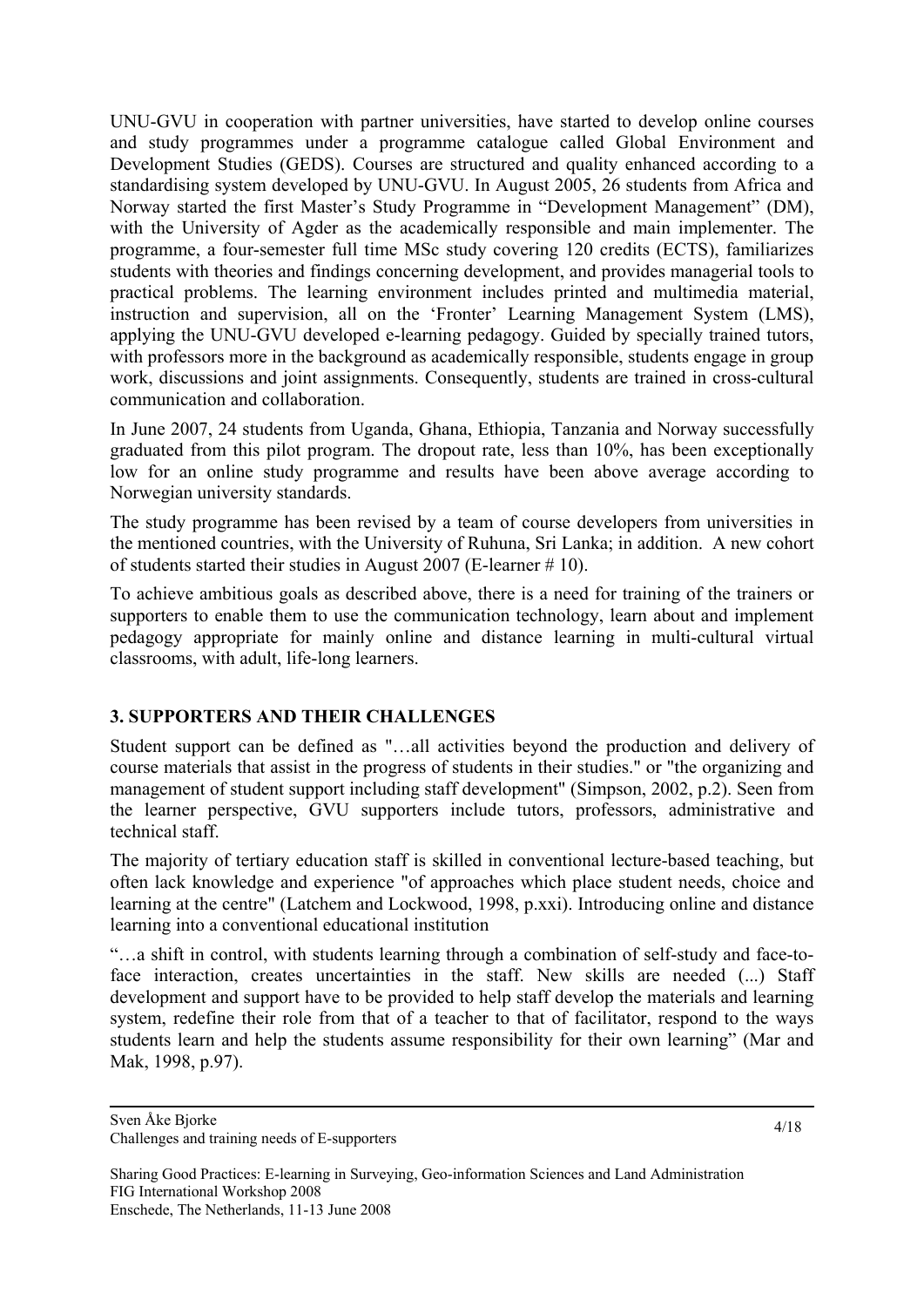UNU-GVU in cooperation with partner universities, have started to develop online courses and study programmes under a programme catalogue called Global Environment and Development Studies (GEDS). Courses are structured and quality enhanced according to a standardising system developed by UNU-GVU. In August 2005, 26 students from Africa and Norway started the first Master's Study Programme in "Development Management" (DM), with the University of Agder as the academically responsible and main implementer. The programme, a four-semester full time MSc study covering 120 credits (ECTS), familiarizes students with theories and findings concerning development, and provides managerial tools to practical problems. The learning environment includes printed and multimedia material, instruction and supervision, all on the 'Fronter' Learning Management System (LMS), applying the UNU-GVU developed e-learning pedagogy. Guided by specially trained tutors, with professors more in the background as academically responsible, students engage in group work, discussions and joint assignments. Consequently, students are trained in cross-cultural communication and collaboration.

In June 2007, 24 students from Uganda, Ghana, Ethiopia, Tanzania and Norway successfully graduated from this pilot program. The dropout rate, less than 10%, has been exceptionally low for an online study programme and results have been above average according to Norwegian university standards.

The study programme has been revised by a team of course developers from universities in the mentioned countries, with the University of Ruhuna, Sri Lanka; in addition. A new cohort of students started their studies in August 2007 (E-learner # 10).

To achieve ambitious goals as described above, there is a need for training of the trainers or supporters to enable them to use the communication technology, learn about and implement pedagogy appropriate for mainly online and distance learning in multi-cultural virtual classrooms, with adult, life-long learners.

## 3. SUPPORTERS AND THEIR CHALLENGES

Student support can be defined as "…all activities beyond the production and delivery of course materials that assist in the progress of students in their studies." or "the organizing and management of student support including staff development" (Simpson, 2002, p.2). Seen from the learner perspective, GVU supporters include tutors, professors, administrative and technical staff.

The majority of tertiary education staff is skilled in conventional lecture-based teaching, but often lack knowledge and experience "of approaches which place student needs, choice and learning at the centre" (Latchem and Lockwood, 1998, p.xxi). Introducing online and distance learning into a conventional educational institution

"…a shift in control, with students learning through a combination of self-study and face-to-face interaction, creates uncertainties in the staff. New skills are needed (...) Staff development and support have to be provided to help staff develop the materials and learning system, redefine their role from that of a teacher to that of facilitator, respond to the ways students learn and help the students assume responsibility for their own learning" (Mar and Mak, 1998, p.97).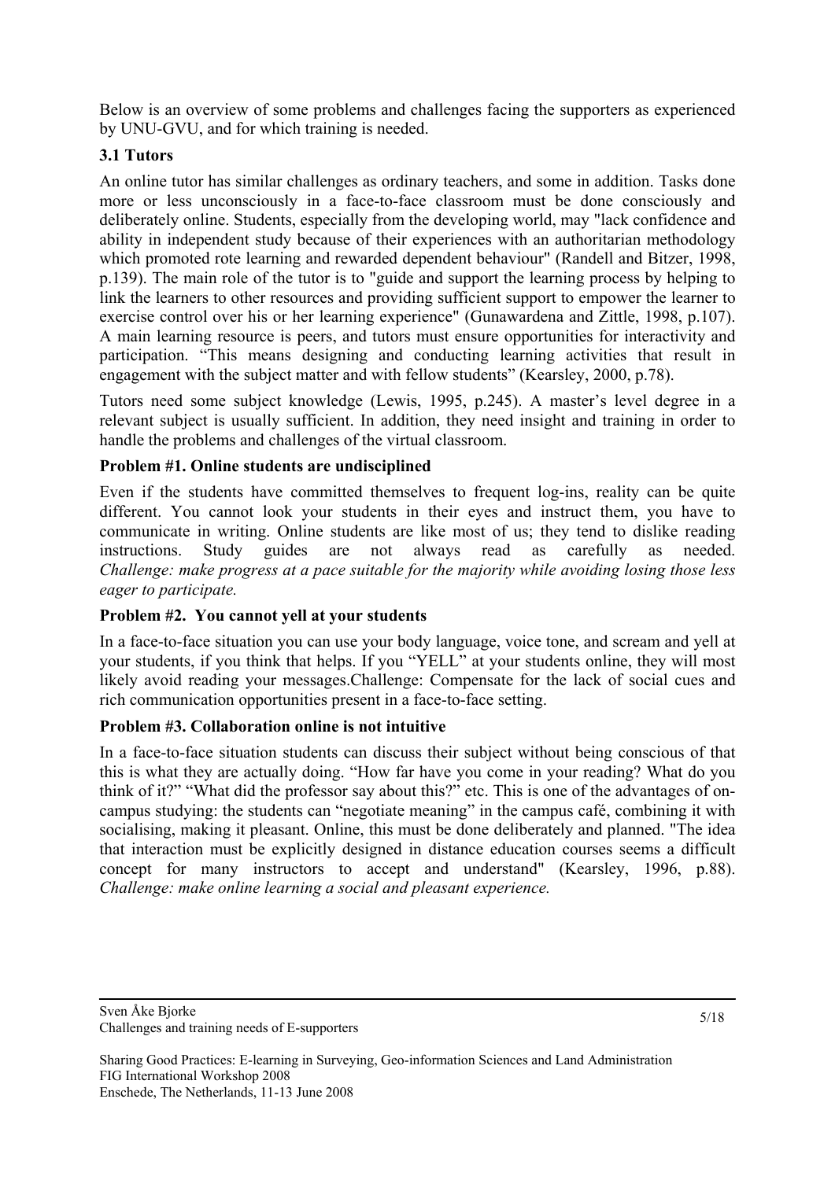Below is an overview of some problems and challenges facing the supporters as experienced by UNU-GVU, and for which training is needed.

### 3.1 Tutors

An online tutor has similar challenges as ordinary teachers, and some in addition. Tasks done more or less unconsciously in a face-to-face classroom must be done consciously and deliberately online. Students, especially from the developing world, may "lack confidence and ability in independent study because of their experiences with an authoritarian methodology which promoted rote learning and rewarded dependent behaviour" (Randell and Bitzer, 1998, p.139). The main role of the tutor is to "guide and support the learning process by helping to link the learners to other resources and providing sufficient support to empower the learner to exercise control over his or her learning experience" (Gunawardena and Zittle, 1998, p.107). A main learning resource is peers, and tutors must ensure opportunities for interactivity and participation. "This means designing and conducting learning activities that result in engagement with the subject matter and with fellow students" (Kearsley, 2000, p.78).

Tutors need some subject knowledge (Lewis, 1995, p.245). A master's level degree in a relevant subject is usually sufficient. In addition, they need insight and training in order to handle the problems and challenges of the virtual classroom.

**Problem #1. Online students are undisciplined**

Even if the students have committed themselves to frequent log-ins, reality can be quite different. You cannot look your students in their eyes and instruct them, you have to communicate in writing. Online students are like most of us; they tend to dislike reading instructions. Study guides are not always read as carefully as needed. *Challenge: make progress at a pace suitable for the majority while avoiding losing those less eager to participate.*

**Problem #2. You cannot yell at your students**

In a face-to-face situation you can use your body language, voice tone, and scream and yell at your students, if you think that helps. If you "YELL" at your students online, they will most likely avoid reading your messages.Challenge: Compensate for the lack of social cues and rich communication opportunities present in a face-to-face setting.

**Problem #3. Collaboration online is not intuitive**

In a face-to-face situation students can discuss their subject without being conscious of that this is what they are actually doing. "How far have you come in your reading? What do you think of it?" "What did the professor say about this?" etc. This is one of the advantages of on-campus studying: the students can "negotiate meaning" in the campus café, combining it with socialising, making it pleasant. Online, this must be done deliberately and planned. "The idea that interaction must be explicitly designed in distance education courses seems a difficult concept for many instructors to accept and understand" (Kearsley, 1996, p.88). *Challenge: make online learning a social and pleasant experience.*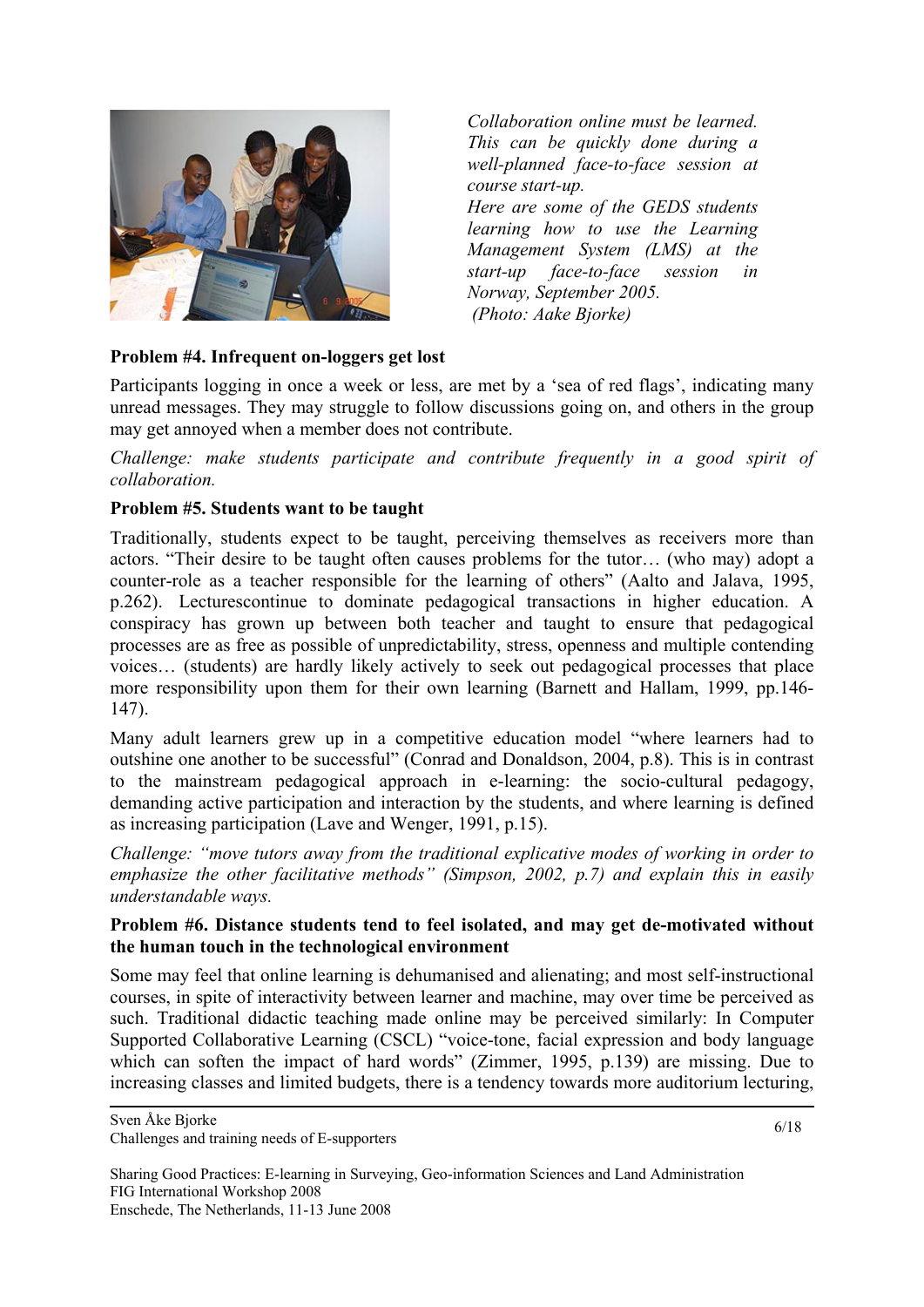*Collaboration online must be learned. This can be quickly done during a well-planned face-to-face session at course start-up.*
*Here are some of the GEDS students learning how to use the Learning Management System (LMS) at the start-up face-to-face session in Norway, September 2005.*
*(Photo: Aake Bjorke)*

**Problem #4. Infrequent on-loggers get lost**

Participants logging in once a week or less, are met by a 'sea of red flags', indicating many unread messages. They may struggle to follow discussions going on, and others in the group may get annoyed when a member does not contribute.

*Challenge: make students participate and contribute frequently in a good spirit of collaboration.*

**Problem #5. Students want to be taught**

Traditionally, students expect to be taught, perceiving themselves as receivers more than actors. "Their desire to be taught often causes problems for the tutor… (who may) adopt a counter-role as a teacher responsible for the learning of others" (Aalto and Jalava, 1995, p.262). Lecturescontinue to dominate pedagogical transactions in higher education. A conspiracy has grown up between both teacher and taught to ensure that pedagogical processes are as free as possible of unpredictability, stress, openness and multiple contending voices… (students) are hardly likely actively to seek out pedagogical processes that place more responsibility upon them for their own learning (Barnett and Hallam, 1999, pp.146-147).

Many adult learners grew up in a competitive education model "where learners had to outshine one another to be successful" (Conrad and Donaldson, 2004, p.8). This is in contrast to the mainstream pedagogical approach in e-learning: the socio-cultural pedagogy, demanding active participation and interaction by the students, and where learning is defined as increasing participation (Lave and Wenger, 1991, p.15).

*Challenge: "move tutors away from the traditional explicative modes of working in order to emphasize the other facilitative methods" (Simpson, 2002, p.7) and explain this in easily understandable ways.*

**Problem #6. Distance students tend to feel isolated, and may get de-motivated without the human touch in the technological environment**

Some may feel that online learning is dehumanised and alienating; and most self-instructional courses, in spite of interactivity between learner and machine, may over time be perceived as such. Traditional didactic teaching made online may be perceived similarly: In Computer Supported Collaborative Learning (CSCL) "voice-tone, facial expression and body language which can soften the impact of hard words" (Zimmer, 1995, p.139) are missing. Due to increasing classes and limited budgets, there is a tendency towards more auditorium lecturing,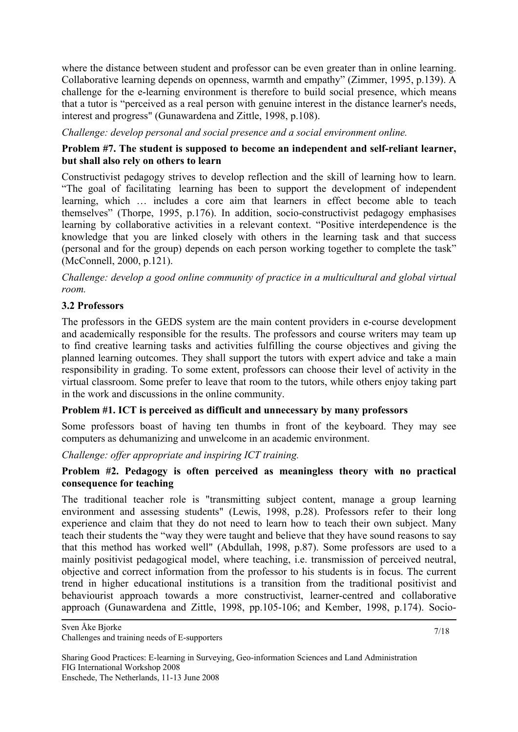where the distance between student and professor can be even greater than in online learning. Collaborative learning depends on openness, warmth and empathy" (Zimmer, 1995, p.139). A challenge for the e-learning environment is therefore to build social presence, which means that a tutor is "perceived as a real person with genuine interest in the distance learner's needs, interest and progress" (Gunawardena and Zittle, 1998, p.108).

*Challenge: develop personal and social presence and a social environment online.*

**Problem #7. The student is supposed to become an independent and self-reliant learner, but shall also rely on others to learn**

Constructivist pedagogy strives to develop reflection and the skill of learning how to learn. "The goal of facilitating learning has been to support the development of independent learning, which … includes a core aim that learners in effect become able to teach themselves" (Thorpe, 1995, p.176). In addition, socio-constructivist pedagogy emphasises learning by collaborative activities in a relevant context. "Positive interdependence is the knowledge that you are linked closely with others in the learning task and that success (personal and for the group) depends on each person working together to complete the task" (McConnell, 2000, p.121).

*Challenge: develop a good online community of practice in a multicultural and global virtual room.*

### 3.2 Professors

The professors in the GEDS system are the main content providers in e-course development and academically responsible for the results. The professors and course writers may team up to find creative learning tasks and activities fulfilling the course objectives and giving the planned learning outcomes. They shall support the tutors with expert advice and take a main responsibility in grading. To some extent, professors can choose their level of activity in the virtual classroom. Some prefer to leave that room to the tutors, while others enjoy taking part in the work and discussions in the online community.

**Problem #1. ICT is perceived as difficult and unnecessary by many professors**

Some professors boast of having ten thumbs in front of the keyboard. They may see computers as dehumanizing and unwelcome in an academic environment.

*Challenge: offer appropriate and inspiring ICT training.*

**Problem #2. Pedagogy is often perceived as meaningless theory with no practical consequence for teaching**

The traditional teacher role is "transmitting subject content, manage a group learning environment and assessing students" (Lewis, 1998, p.28). Professors refer to their long experience and claim that they do not need to learn how to teach their own subject. Many teach their students the "way they were taught and believe that they have sound reasons to say that this method has worked well" (Abdullah, 1998, p.87). Some professors are used to a mainly positivist pedagogical model, where teaching, i.e. transmission of perceived neutral, objective and correct information from the professor to his students is in focus. The current trend in higher educational institutions is a transition from the traditional positivist and behaviourist approach towards a more constructivist, learner-centred and collaborative approach (Gunawardena and Zittle, 1998, pp.105-106; and Kember, 1998, p.174). Socio-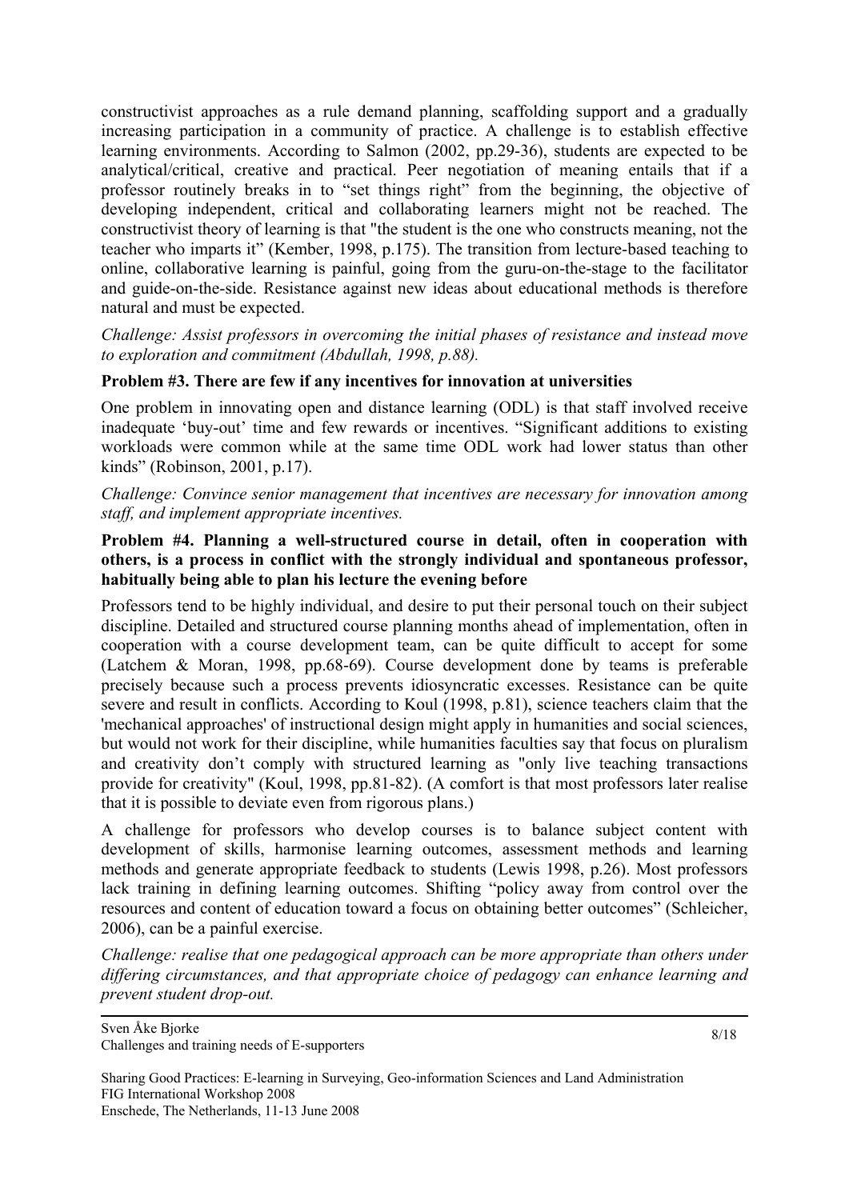constructivist approaches as a rule demand planning, scaffolding support and a gradually increasing participation in a community of practice. A challenge is to establish effective learning environments. According to Salmon (2002, pp.29-36), students are expected to be analytical/critical, creative and practical. Peer negotiation of meaning entails that if a professor routinely breaks in to "set things right" from the beginning, the objective of developing independent, critical and collaborating learners might not be reached. The constructivist theory of learning is that "the student is the one who constructs meaning, not the teacher who imparts it" (Kember, 1998, p.175). The transition from lecture-based teaching to online, collaborative learning is painful, going from the guru-on-the-stage to the facilitator and guide-on-the-side. Resistance against new ideas about educational methods is therefore natural and must be expected.

*Challenge: Assist professors in overcoming the initial phases of resistance and instead move to exploration and commitment (Abdullah, 1998, p.88).*

**Problem #3. There are few if any incentives for innovation at universities**

One problem in innovating open and distance learning (ODL) is that staff involved receive inadequate 'buy-out' time and few rewards or incentives. "Significant additions to existing workloads were common while at the same time ODL work had lower status than other kinds" (Robinson, 2001, p.17).

*Challenge: Convince senior management that incentives are necessary for innovation among staff, and implement appropriate incentives.*

**Problem #4. Planning a well-structured course in detail, often in cooperation with others, is a process in conflict with the strongly individual and spontaneous professor, habitually being able to plan his lecture the evening before**

Professors tend to be highly individual, and desire to put their personal touch on their subject discipline. Detailed and structured course planning months ahead of implementation, often in cooperation with a course development team, can be quite difficult to accept for some (Latchem & Moran, 1998, pp.68-69). Course development done by teams is preferable precisely because such a process prevents idiosyncratic excesses. Resistance can be quite severe and result in conflicts. According to Koul (1998, p.81), science teachers claim that the 'mechanical approaches' of instructional design might apply in humanities and social sciences, but would not work for their discipline, while humanities faculties say that focus on pluralism and creativity don't comply with structured learning as "only live teaching transactions provide for creativity" (Koul, 1998, pp.81-82). (A comfort is that most professors later realise that it is possible to deviate even from rigorous plans.)

A challenge for professors who develop courses is to balance subject content with development of skills, harmonise learning outcomes, assessment methods and learning methods and generate appropriate feedback to students (Lewis 1998, p.26). Most professors lack training in defining learning outcomes. Shifting "policy away from control over the resources and content of education toward a focus on obtaining better outcomes" (Schleicher, 2006), can be a painful exercise.

*Challenge: realise that one pedagogical approach can be more appropriate than others under differing circumstances, and that appropriate choice of pedagogy can enhance learning and prevent student drop-out.*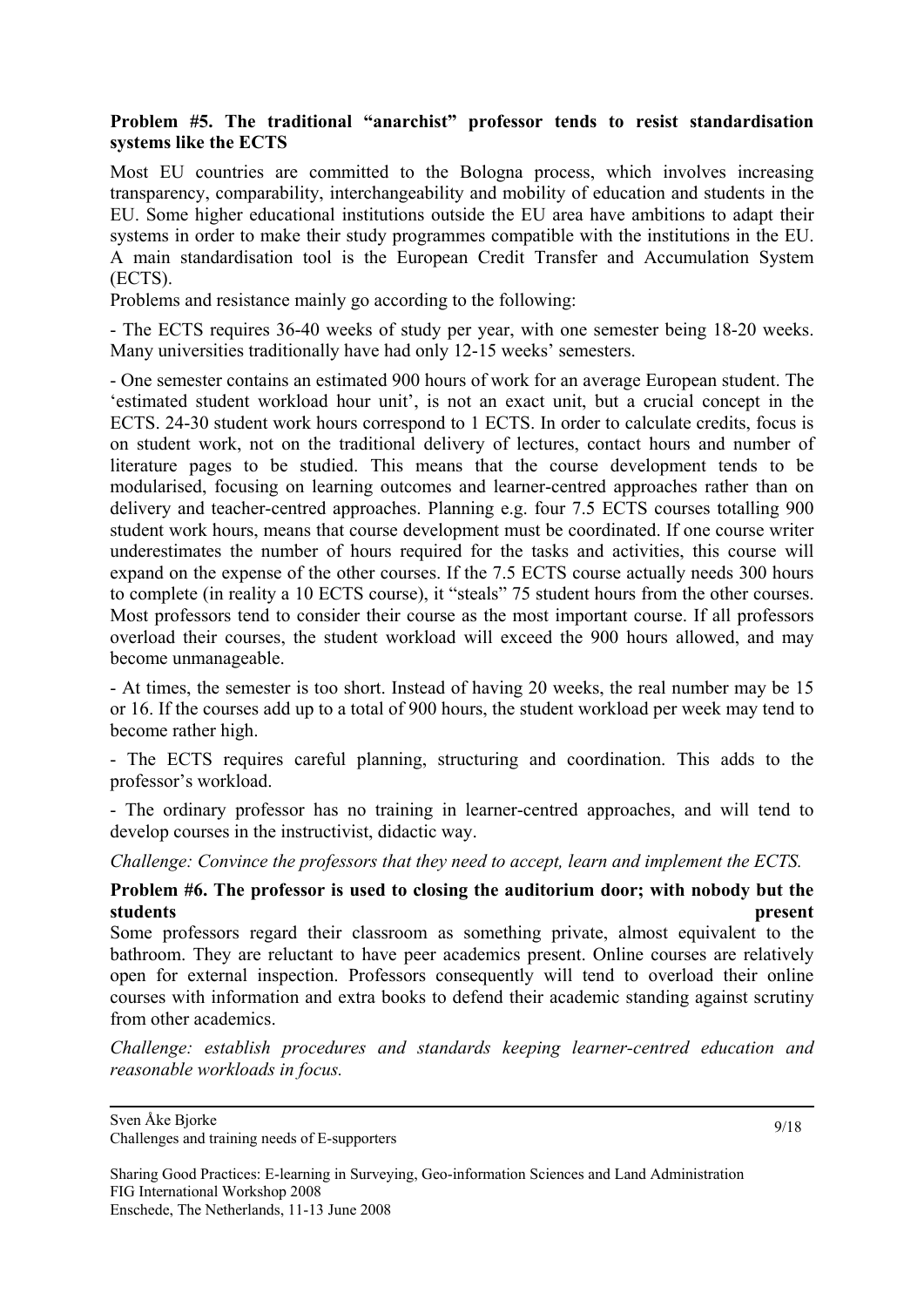**Problem #5. The traditional "anarchist" professor tends to resist standardisation systems like the ECTS**

Most EU countries are committed to the Bologna process, which involves increasing transparency, comparability, interchangeability and mobility of education and students in the EU. Some higher educational institutions outside the EU area have ambitions to adapt their systems in order to make their study programmes compatible with the institutions in the EU. A main standardisation tool is the European Credit Transfer and Accumulation System (ECTS).

Problems and resistance mainly go according to the following:

- The ECTS requires 36-40 weeks of study per year, with one semester being 18-20 weeks. Many universities traditionally have had only 12-15 weeks' semesters.

- One semester contains an estimated 900 hours of work for an average European student. The 'estimated student workload hour unit', is not an exact unit, but a crucial concept in the ECTS. 24-30 student work hours correspond to 1 ECTS. In order to calculate credits, focus is on student work, not on the traditional delivery of lectures, contact hours and number of literature pages to be studied. This means that the course development tends to be modularised, focusing on learning outcomes and learner-centred approaches rather than on delivery and teacher-centred approaches. Planning e.g. four 7.5 ECTS courses totalling 900 student work hours, means that course development must be coordinated. If one course writer underestimates the number of hours required for the tasks and activities, this course will expand on the expense of the other courses. If the 7.5 ECTS course actually needs 300 hours to complete (in reality a 10 ECTS course), it "steals" 75 student hours from the other courses. Most professors tend to consider their course as the most important course. If all professors overload their courses, the student workload will exceed the 900 hours allowed, and may become unmanageable.

- At times, the semester is too short. Instead of having 20 weeks, the real number may be 15 or 16. If the courses add up to a total of 900 hours, the student workload per week may tend to become rather high.

- The ECTS requires careful planning, structuring and coordination. This adds to the professor's workload.

- The ordinary professor has no training in learner-centred approaches, and will tend to develop courses in the instructivist, didactic way.

*Challenge: Convince the professors that they need to accept, learn and implement the ECTS.*

**Problem #6. The professor is used to closing the auditorium door; with nobody but the students present**

Some professors regard their classroom as something private, almost equivalent to the bathroom. They are reluctant to have peer academics present. Online courses are relatively open for external inspection. Professors consequently will tend to overload their online courses with information and extra books to defend their academic standing against scrutiny from other academics.

*Challenge: establish procedures and standards keeping learner-centred education and reasonable workloads in focus.*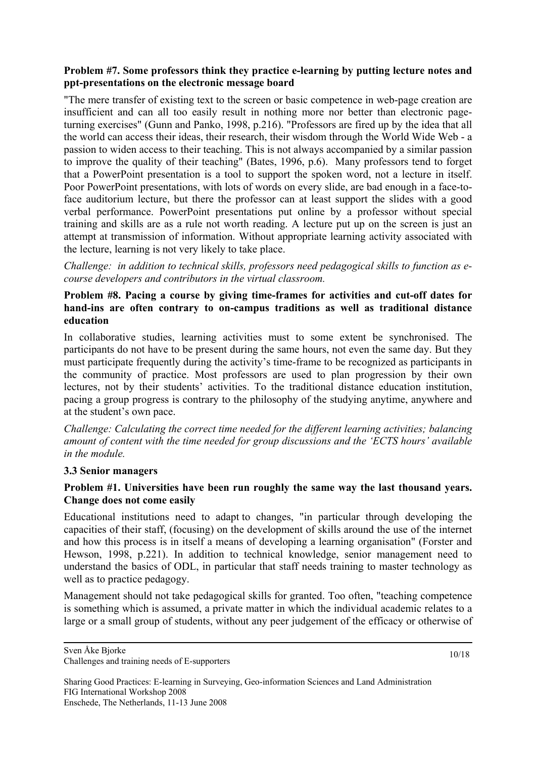**Problem #7. Some professors think they practice e-learning by putting lecture notes and ppt-presentations on the electronic message board**

"The mere transfer of existing text to the screen or basic competence in web-page creation are insufficient and can all too easily result in nothing more nor better than electronic page-turning exercises" (Gunn and Panko, 1998, p.216). "Professors are fired up by the idea that all the world can access their ideas, their research, their wisdom through the World Wide Web - a passion to widen access to their teaching. This is not always accompanied by a similar passion to improve the quality of their teaching" (Bates, 1996, p.6). Many professors tend to forget that a PowerPoint presentation is a tool to support the spoken word, not a lecture in itself. Poor PowerPoint presentations, with lots of words on every slide, are bad enough in a face-to-face auditorium lecture, but there the professor can at least support the slides with a good verbal performance. PowerPoint presentations put online by a professor without special training and skills are as a rule not worth reading. A lecture put up on the screen is just an attempt at transmission of information. Without appropriate learning activity associated with the lecture, learning is not very likely to take place.

*Challenge: in addition to technical skills, professors need pedagogical skills to function as e-course developers and contributors in the virtual classroom.*

**Problem #8. Pacing a course by giving time-frames for activities and cut-off dates for hand-ins are often contrary to on-campus traditions as well as traditional distance education**

In collaborative studies, learning activities must to some extent be synchronised. The participants do not have to be present during the same hours, not even the same day. But they must participate frequently during the activity's time-frame to be recognized as participants in the community of practice. Most professors are used to plan progression by their own lectures, not by their students' activities. To the traditional distance education institution, pacing a group progress is contrary to the philosophy of the studying anytime, anywhere and at the student's own pace.

*Challenge: Calculating the correct time needed for the different learning activities; balancing amount of content with the time needed for group discussions and the 'ECTS hours' available in the module.*

### 3.3 Senior managers

**Problem #1. Universities have been run roughly the same way the last thousand years. Change does not come easily**

Educational institutions need to adapt to changes, "in particular through developing the capacities of their staff, (focusing) on the development of skills around the use of the internet and how this process is in itself a means of developing a learning organisation" (Forster and Hewson, 1998, p.221). In addition to technical knowledge, senior management need to understand the basics of ODL, in particular that staff needs training to master technology as well as to practice pedagogy.

Management should not take pedagogical skills for granted. Too often, "teaching competence is something which is assumed, a private matter in which the individual academic relates to a large or a small group of students, without any peer judgement of the efficacy or otherwise of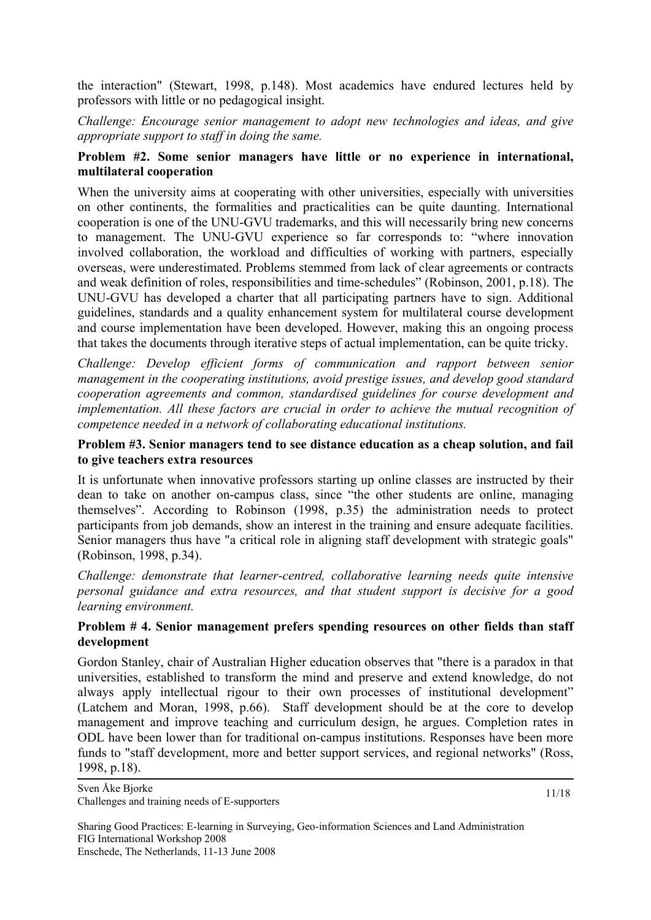the interaction" (Stewart, 1998, p.148). Most academics have endured lectures held by professors with little or no pedagogical insight.

*Challenge: Encourage senior management to adopt new technologies and ideas, and give appropriate support to staff in doing the same.*

**Problem #2. Some senior managers have little or no experience in international, multilateral cooperation**

When the university aims at cooperating with other universities, especially with universities on other continents, the formalities and practicalities can be quite daunting. International cooperation is one of the UNU-GVU trademarks, and this will necessarily bring new concerns to management. The UNU-GVU experience so far corresponds to: "where innovation involved collaboration, the workload and difficulties of working with partners, especially overseas, were underestimated. Problems stemmed from lack of clear agreements or contracts and weak definition of roles, responsibilities and time-schedules" (Robinson, 2001, p.18). The UNU-GVU has developed a charter that all participating partners have to sign. Additional guidelines, standards and a quality enhancement system for multilateral course development and course implementation have been developed. However, making this an ongoing process that takes the documents through iterative steps of actual implementation, can be quite tricky.

*Challenge: Develop efficient forms of communication and rapport between senior management in the cooperating institutions, avoid prestige issues, and develop good standard cooperation agreements and common, standardised guidelines for course development and implementation. All these factors are crucial in order to achieve the mutual recognition of competence needed in a network of collaborating educational institutions.*

**Problem #3. Senior managers tend to see distance education as a cheap solution, and fail to give teachers extra resources**

It is unfortunate when innovative professors starting up online classes are instructed by their dean to take on another on-campus class, since "the other students are online, managing themselves". According to Robinson (1998, p.35) the administration needs to protect participants from job demands, show an interest in the training and ensure adequate facilities. Senior managers thus have "a critical role in aligning staff development with strategic goals" (Robinson, 1998, p.34).

*Challenge: demonstrate that learner-centred, collaborative learning needs quite intensive personal guidance and extra resources, and that student support is decisive for a good learning environment.*

**Problem # 4. Senior management prefers spending resources on other fields than staff development**

Gordon Stanley, chair of Australian Higher education observes that "there is a paradox in that universities, established to transform the mind and preserve and extend knowledge, do not always apply intellectual rigour to their own processes of institutional development" (Latchem and Moran, 1998, p.66). Staff development should be at the core to develop management and improve teaching and curriculum design, he argues. Completion rates in ODL have been lower than for traditional on-campus institutions. Responses have been more funds to "staff development, more and better support services, and regional networks" (Ross, 1998, p.18).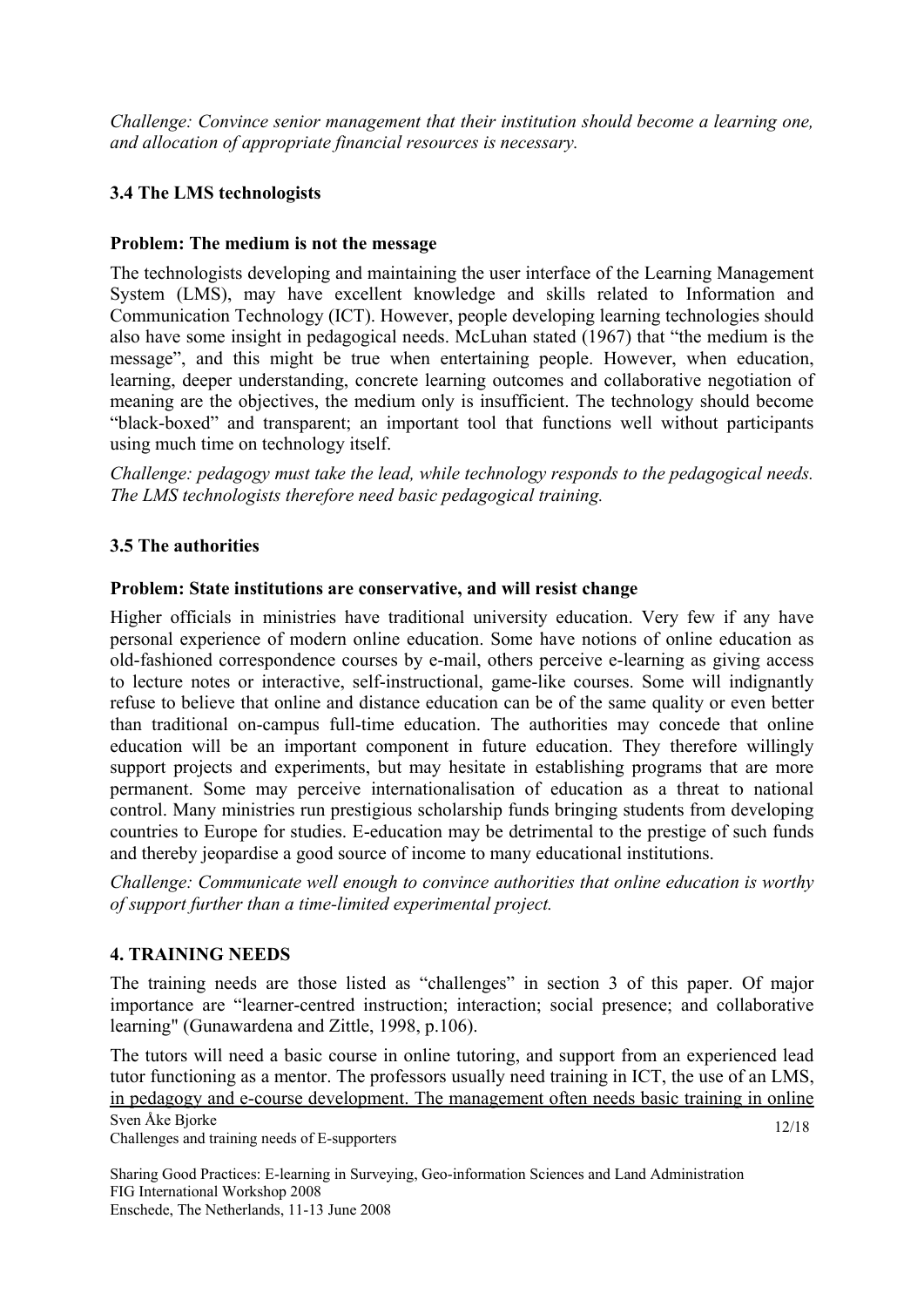*Challenge: Convince senior management that their institution should become a learning one, and allocation of appropriate financial resources is necessary.*

### 3.4 The LMS technologists

**Problem: The medium is not the message**

The technologists developing and maintaining the user interface of the Learning Management System (LMS), may have excellent knowledge and skills related to Information and Communication Technology (ICT). However, people developing learning technologies should also have some insight in pedagogical needs. McLuhan stated (1967) that "the medium is the message", and this might be true when entertaining people. However, when education, learning, deeper understanding, concrete learning outcomes and collaborative negotiation of meaning are the objectives, the medium only is insufficient. The technology should become "black-boxed" and transparent; an important tool that functions well without participants using much time on technology itself.

*Challenge: pedagogy must take the lead, while technology responds to the pedagogical needs. The LMS technologists therefore need basic pedagogical training.*

### 3.5 The authorities

**Problem: State institutions are conservative, and will resist change**

Higher officials in ministries have traditional university education. Very few if any have personal experience of modern online education. Some have notions of online education as old-fashioned correspondence courses by e-mail, others perceive e-learning as giving access to lecture notes or interactive, self-instructional, game-like courses. Some will indignantly refuse to believe that online and distance education can be of the same quality or even better than traditional on-campus full-time education. The authorities may concede that online education will be an important component in future education. They therefore willingly support projects and experiments, but may hesitate in establishing programs that are more permanent. Some may perceive internationalisation of education as a threat to national control. Many ministries run prestigious scholarship funds bringing students from developing countries to Europe for studies. E-education may be detrimental to the prestige of such funds and thereby jeopardise a good source of income to many educational institutions.

*Challenge: Communicate well enough to convince authorities that online education is worthy of support further than a time-limited experimental project.*

## 4. TRAINING NEEDS

The training needs are those listed as "challenges" in section 3 of this paper. Of major importance are "learner-centred instruction; interaction; social presence; and collaborative learning" (Gunawardena and Zittle, 1998, p.106).

The tutors will need a basic course in online tutoring, and support from an experienced lead tutor functioning as a mentor. The professors usually need training in ICT, the use of an LMS, in pedagogy and e-course development. The management often needs basic training in online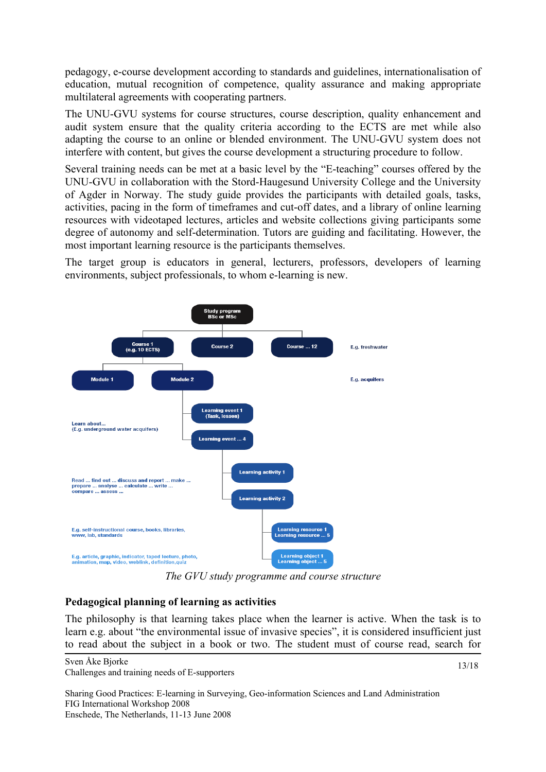pedagogy, e-course development according to standards and guidelines, internationalisation of education, mutual recognition of competence, quality assurance and making appropriate multilateral agreements with cooperating partners.

The UNU-GVU systems for course structures, course description, quality enhancement and audit system ensure that the quality criteria according to the ECTS are met while also adapting the course to an online or blended environment. The UNU-GVU system does not interfere with content, but gives the course development a structuring procedure to follow.

Several training needs can be met at a basic level by the "E-teaching" courses offered by the UNU-GVU in collaboration with the Stord-Haugesund University College and the University of Agder in Norway. The study guide provides the participants with detailed goals, tasks, activities, pacing in the form of timeframes and cut-off dates, and a library of online learning resources with videotaped lectures, articles and website collections giving participants some degree of autonomy and self-determination. Tutors are guiding and facilitating. However, the most important learning resource is the participants themselves.

The target group is educators in general, lecturers, professors, developers of learning environments, subject professionals, to whom e-learning is new.

*The GVU study programme and course structure*

### Pedagogical planning of learning as activities

The philosophy is that learning takes place when the learner is active. When the task is to learn e.g. about "the environmental issue of invasive species", it is considered insufficient just to read about the subject in a book or two. The student must of course read, search for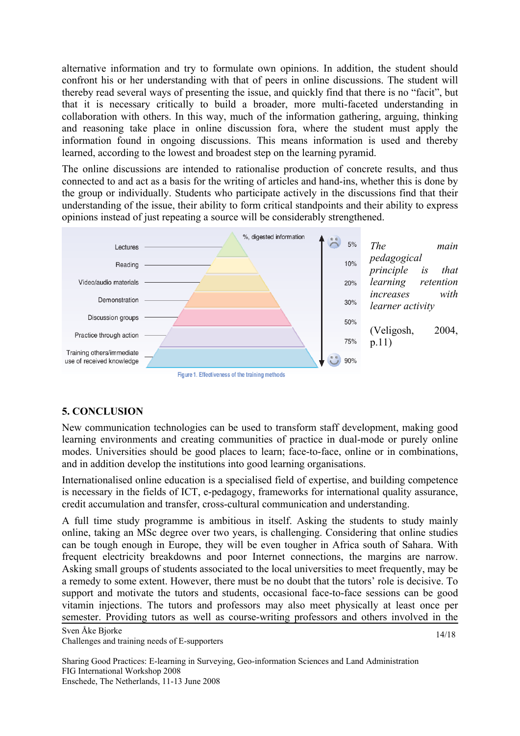alternative information and try to formulate own opinions. In addition, the student should confront his or her understanding with that of peers in online discussions. The student will thereby read several ways of presenting the issue, and quickly find that there is no "facit", but that it is necessary critically to build a broader, more multi-faceted understanding in collaboration with others. In this way, much of the information gathering, arguing, thinking and reasoning take place in online discussion fora, where the student must apply the information found in ongoing discussions. This means information is used and thereby learned, according to the lowest and broadest step on the learning pyramid.

The online discussions are intended to rationalise production of concrete results, and thus connected to and act as a basis for the writing of articles and hand-ins, whether this is done by the group or individually. Students who participate actively in the discussions find that their understanding of the issue, their ability to form critical standpoints and their ability to express opinions instead of just repeating a source will be considerably strengthened.

| Training method | %, digested information |
| --- | --- |
| Lectures | 5% |
| Reading | 10% |
| Video/audio materials | 20% |
| Demonstration | 30% |
| Discussion groups | 50% |
| Practice through action | 75% |
| Training others/immediate use of received knowledge | 90% |

Figure 1. Effectiveness of the training methods

*The main pedagogical principle is that learning retention increases with learner activity*

(Veligosh, 2004, p.11)

## 5. CONCLUSION

New communication technologies can be used to transform staff development, making good learning environments and creating communities of practice in dual-mode or purely online modes. Universities should be good places to learn; face-to-face, online or in combinations, and in addition develop the institutions into good learning organisations.

Internationalised online education is a specialised field of expertise, and building competence is necessary in the fields of ICT, e-pedagogy, frameworks for international quality assurance, credit accumulation and transfer, cross-cultural communication and understanding.

A full time study programme is ambitious in itself. Asking the students to study mainly online, taking an MSc degree over two years, is challenging. Considering that online studies can be tough enough in Europe, they will be even tougher in Africa south of Sahara. With frequent electricity breakdowns and poor Internet connections, the margins are narrow. Asking small groups of students associated to the local universities to meet frequently, may be a remedy to some extent. However, there must be no doubt that the tutors' role is decisive. To support and motivate the tutors and students, occasional face-to-face sessions can be good vitamin injections. The tutors and professors may also meet physically at least once per semester. Providing tutors as well as course-writing professors and others involved in the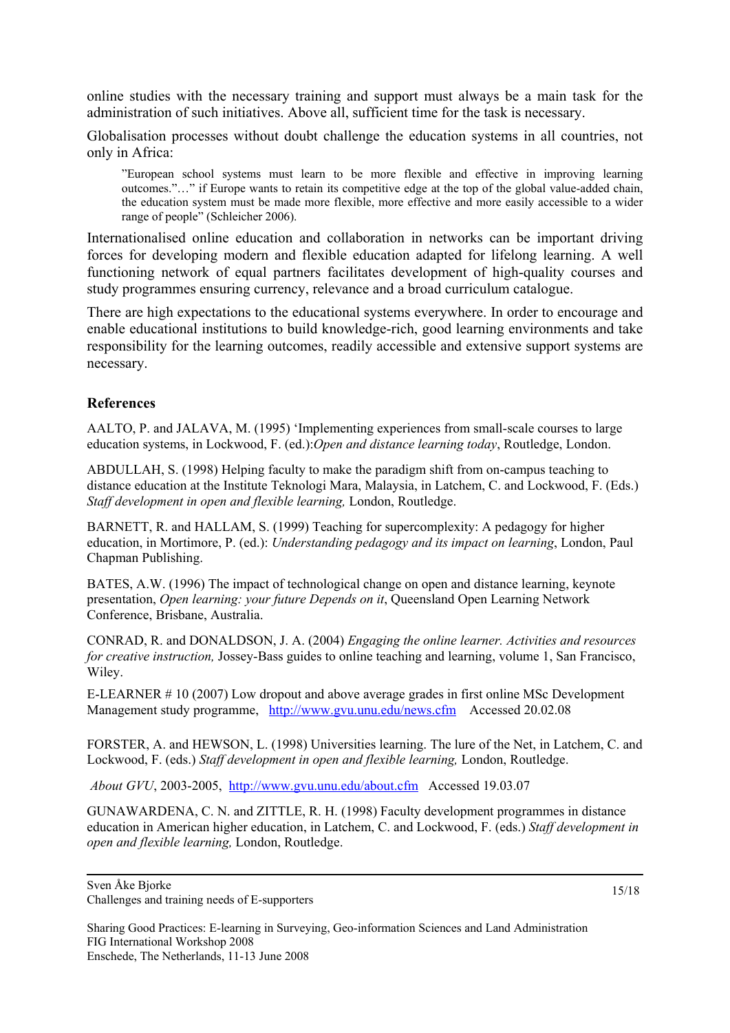online studies with the necessary training and support must always be a main task for the administration of such initiatives. Above all, sufficient time for the task is necessary.

Globalisation processes without doubt challenge the education systems in all countries, not only in Africa:

> ”European school systems must learn to be more flexible and effective in improving learning outcomes."…" if Europe wants to retain its competitive edge at the top of the global value-added chain, the education system must be made more flexible, more effective and more easily accessible to a wider range of people" (Schleicher 2006).

Internationalised online education and collaboration in networks can be important driving forces for developing modern and flexible education adapted for lifelong learning. A well functioning network of equal partners facilitates development of high-quality courses and study programmes ensuring currency, relevance and a broad curriculum catalogue.

There are high expectations to the educational systems everywhere. In order to encourage and enable educational institutions to build knowledge-rich, good learning environments and take responsibility for the learning outcomes, readily accessible and extensive support systems are necessary.

## References

AALTO, P. and JALAVA, M. (1995) ‘Implementing experiences from small-scale courses to large education systems, in Lockwood, F. (ed.):*Open and distance learning today*, Routledge, London.

ABDULLAH, S. (1998) Helping faculty to make the paradigm shift from on-campus teaching to distance education at the Institute Teknologi Mara, Malaysia, in Latchem, C. and Lockwood, F. (Eds.) *Staff development in open and flexible learning,* London, Routledge.

BARNETT, R. and HALLAM, S. (1999) Teaching for supercomplexity: A pedagogy for higher education, in Mortimore, P. (ed.): *Understanding pedagogy and its impact on learning*, London, Paul Chapman Publishing.

BATES, A.W. (1996) The impact of technological change on open and distance learning, keynote presentation, *Open learning: your future Depends on it*, Queensland Open Learning Network Conference, Brisbane, Australia.

CONRAD, R. and DONALDSON, J. A. (2004) *Engaging the online learner. Activities and resources for creative instruction,* Jossey-Bass guides to online teaching and learning, volume 1, San Francisco, Wiley.

E-LEARNER # 10 (2007) Low dropout and above average grades in first online MSc Development Management study programme, http://www.gvu.unu.edu/news.cfm Accessed 20.02.08

FORSTER, A. and HEWSON, L. (1998) Universities learning. The lure of the Net, in Latchem, C. and Lockwood, F. (eds.) *Staff development in open and flexible learning,* London, Routledge.

*About GVU*, 2003-2005, http://www.gvu.unu.edu/about.cfm Accessed 19.03.07

GUNAWARDENA, C. N. and ZITTLE, R. H. (1998) Faculty development programmes in distance education in American higher education, in Latchem, C. and Lockwood, F. (eds.) *Staff development in open and flexible learning,* London, Routledge.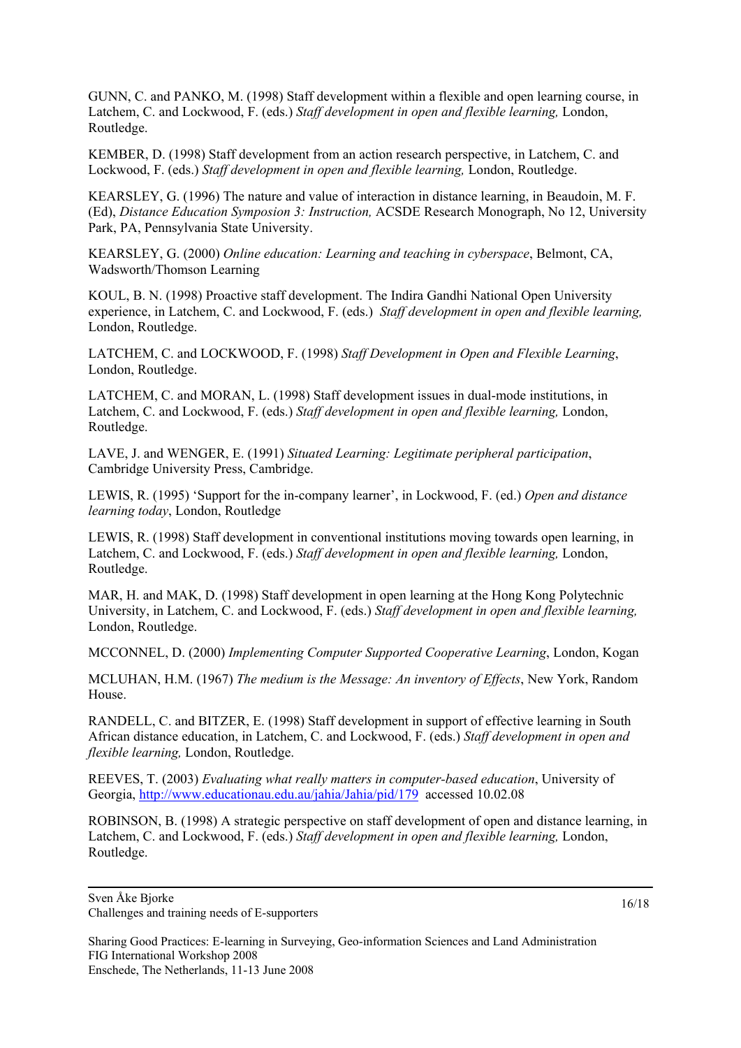GUNN, C. and PANKO, M. (1998) Staff development within a flexible and open learning course, in Latchem, C. and Lockwood, F. (eds.) *Staff development in open and flexible learning,* London, Routledge.

KEMBER, D. (1998) Staff development from an action research perspective, in Latchem, C. and Lockwood, F. (eds.) *Staff development in open and flexible learning,* London, Routledge.

KEARSLEY, G. (1996) The nature and value of interaction in distance learning, in Beaudoin, M. F. (Ed), *Distance Education Symposion 3: Instruction,* ACSDE Research Monograph, No 12, University Park, PA, Pennsylvania State University.

KEARSLEY, G. (2000) *Online education: Learning and teaching in cyberspace*, Belmont, CA, Wadsworth/Thomson Learning

KOUL, B. N. (1998) Proactive staff development. The Indira Gandhi National Open University experience, in Latchem, C. and Lockwood, F. (eds.) *Staff development in open and flexible learning,* London, Routledge.

LATCHEM, C. and LOCKWOOD, F. (1998) *Staff Development in Open and Flexible Learning*, London, Routledge.

LATCHEM, C. and MORAN, L. (1998) Staff development issues in dual-mode institutions, in Latchem, C. and Lockwood, F. (eds.) *Staff development in open and flexible learning,* London, Routledge.

LAVE, J. and WENGER, E. (1991) *Situated Learning: Legitimate peripheral participation*, Cambridge University Press, Cambridge.

LEWIS, R. (1995) 'Support for the in-company learner', in Lockwood, F. (ed.) *Open and distance learning today*, London, Routledge

LEWIS, R. (1998) Staff development in conventional institutions moving towards open learning, in Latchem, C. and Lockwood, F. (eds.) *Staff development in open and flexible learning,* London, Routledge.

MAR, H. and MAK, D. (1998) Staff development in open learning at the Hong Kong Polytechnic University, in Latchem, C. and Lockwood, F. (eds.) *Staff development in open and flexible learning,* London, Routledge.

MCCONNEL, D. (2000) *Implementing Computer Supported Cooperative Learning*, London, Kogan

MCLUHAN, H.M. (1967) *The medium is the Message: An inventory of Effects*, New York, Random House.

RANDELL, C. and BITZER, E. (1998) Staff development in support of effective learning in South African distance education, in Latchem, C. and Lockwood, F. (eds.) *Staff development in open and flexible learning,* London, Routledge.

REEVES, T. (2003) *Evaluating what really matters in computer-based education*, University of Georgia, http://www.educationau.edu.au/jahia/Jahia/pid/179 accessed 10.02.08

ROBINSON, B. (1998) A strategic perspective on staff development of open and distance learning, in Latchem, C. and Lockwood, F. (eds.) *Staff development in open and flexible learning,* London, Routledge.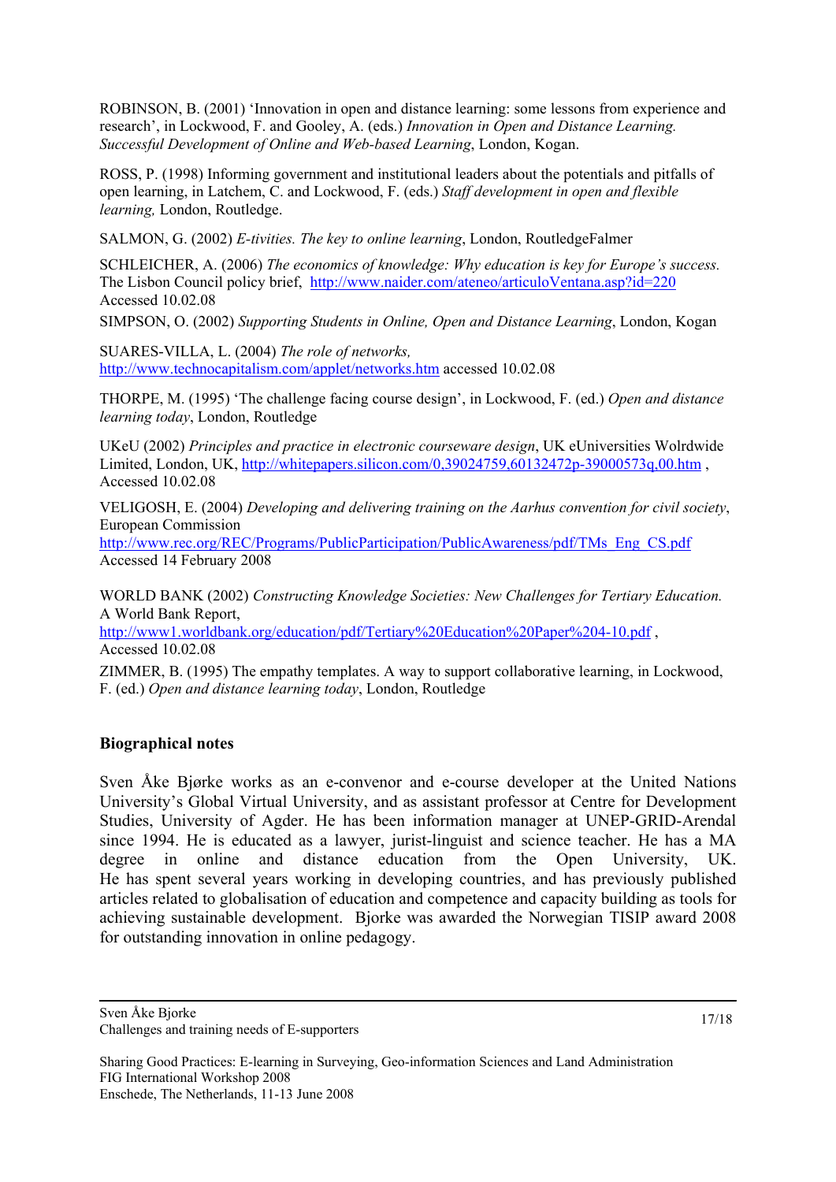ROBINSON, B. (2001) 'Innovation in open and distance learning: some lessons from experience and research', in Lockwood, F. and Gooley, A. (eds.) *Innovation in Open and Distance Learning. Successful Development of Online and Web-based Learning*, London, Kogan.

ROSS, P. (1998) Informing government and institutional leaders about the potentials and pitfalls of open learning, in Latchem, C. and Lockwood, F. (eds.) *Staff development in open and flexible learning,* London, Routledge.

SALMON, G. (2002) *E-tivities. The key to online learning*, London, RoutledgeFalmer

SCHLEICHER, A. (2006) *The economics of knowledge: Why education is key for Europe's success.* The Lisbon Council policy brief, http://www.naider.com/ateneo/articuloVentana.asp?id=220 Accessed 10.02.08

SIMPSON, O. (2002) *Supporting Students in Online, Open and Distance Learning*, London, Kogan

SUARES-VILLA, L. (2004) *The role of networks,* http://www.technocapitalism.com/applet/networks.htm accessed 10.02.08

THORPE, M. (1995) 'The challenge facing course design', in Lockwood, F. (ed.) *Open and distance learning today*, London, Routledge

UKeU (2002) *Principles and practice in electronic courseware design*, UK eUniversities Wolrdwide Limited, London, UK, http://whitepapers.silicon.com/0,39024759,60132472p-39000573q,00.htm , Accessed 10.02.08

VELIGOSH, E. (2004) *Developing and delivering training on the Aarhus convention for civil society*, European Commission http://www.rec.org/REC/Programs/PublicParticipation/PublicAwareness/pdf/TMs_Eng_CS.pdf Accessed 14 February 2008

WORLD BANK (2002) *Constructing Knowledge Societies: New Challenges for Tertiary Education.* A World Bank Report, http://www1.worldbank.org/education/pdf/Tertiary%20Education%20Paper%204-10.pdf , Accessed 10.02.08

ZIMMER, B. (1995) The empathy templates. A way to support collaborative learning, in Lockwood, F. (ed.) *Open and distance learning today*, London, Routledge

## Biographical notes

Sven Åke Bjørke works as an e-convenor and e-course developer at the United Nations University's Global Virtual University, and as assistant professor at Centre for Development Studies, University of Agder. He has been information manager at UNEP-GRID-Arendal since 1994. He is educated as a lawyer, jurist-linguist and science teacher. He has a MA degree in online and distance education from the Open University, UK. He has spent several years working in developing countries, and has previously published articles related to globalisation of education and competence and capacity building as tools for achieving sustainable development. Bjorke was awarded the Norwegian TISIP award 2008 for outstanding innovation in online pedagogy.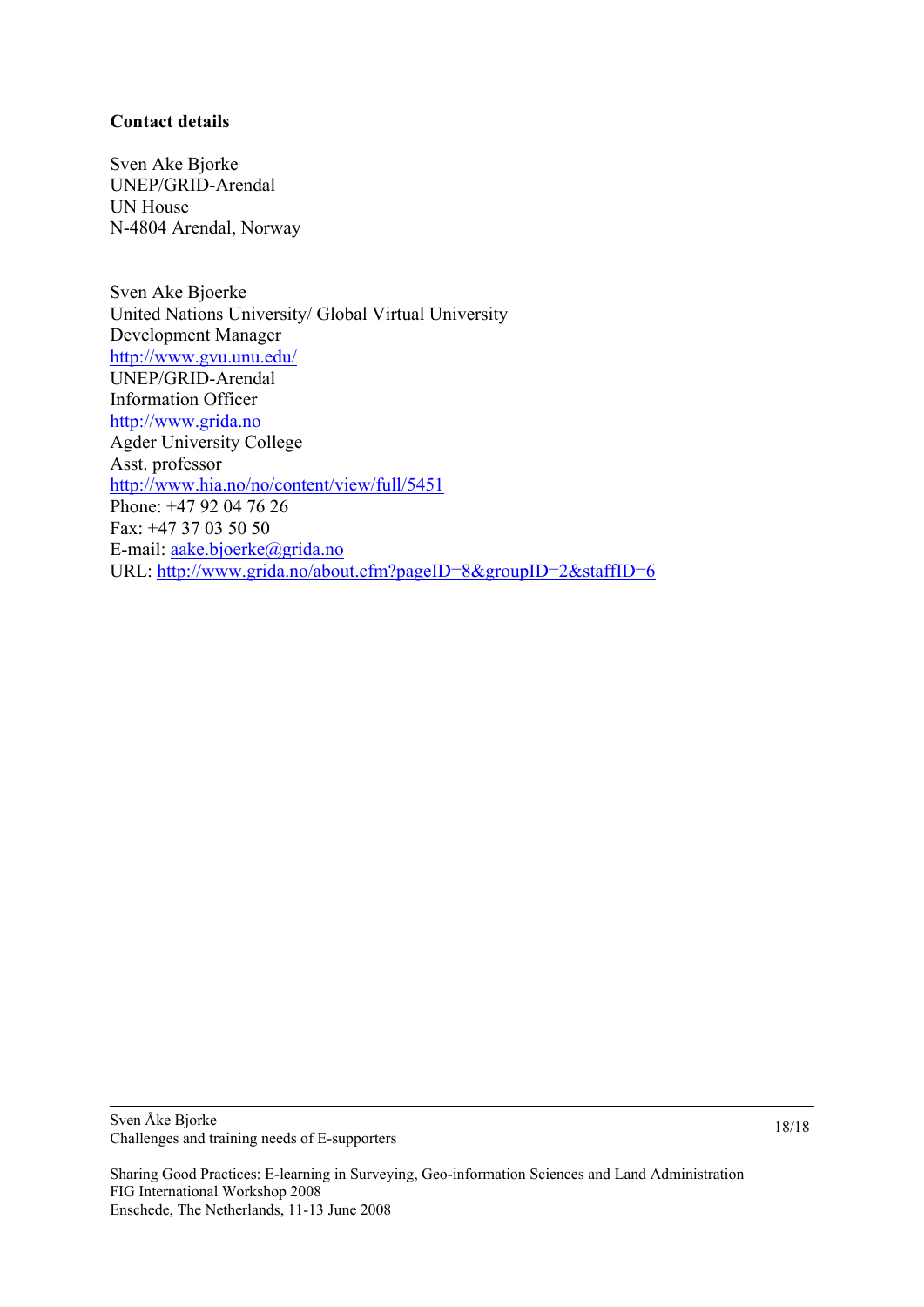**Contact details**

Sven Ake Bjorke
UNEP/GRID-Arendal
UN House
N-4804 Arendal, Norway

Sven Ake Bjoerke
United Nations University/ Global Virtual University
Development Manager
http://www.gvu.unu.edu/
UNEP/GRID-Arendal
Information Officer
http://www.grida.no
Agder University College
Asst. professor
http://www.hia.no/no/content/view/full/5451
Phone: +47 92 04 76 26
Fax: +47 37 03 50 50
E-mail: aake.bjoerke@grida.no
URL: http://www.grida.no/about.cfm?pageID=8&groupID=2&staffID=6